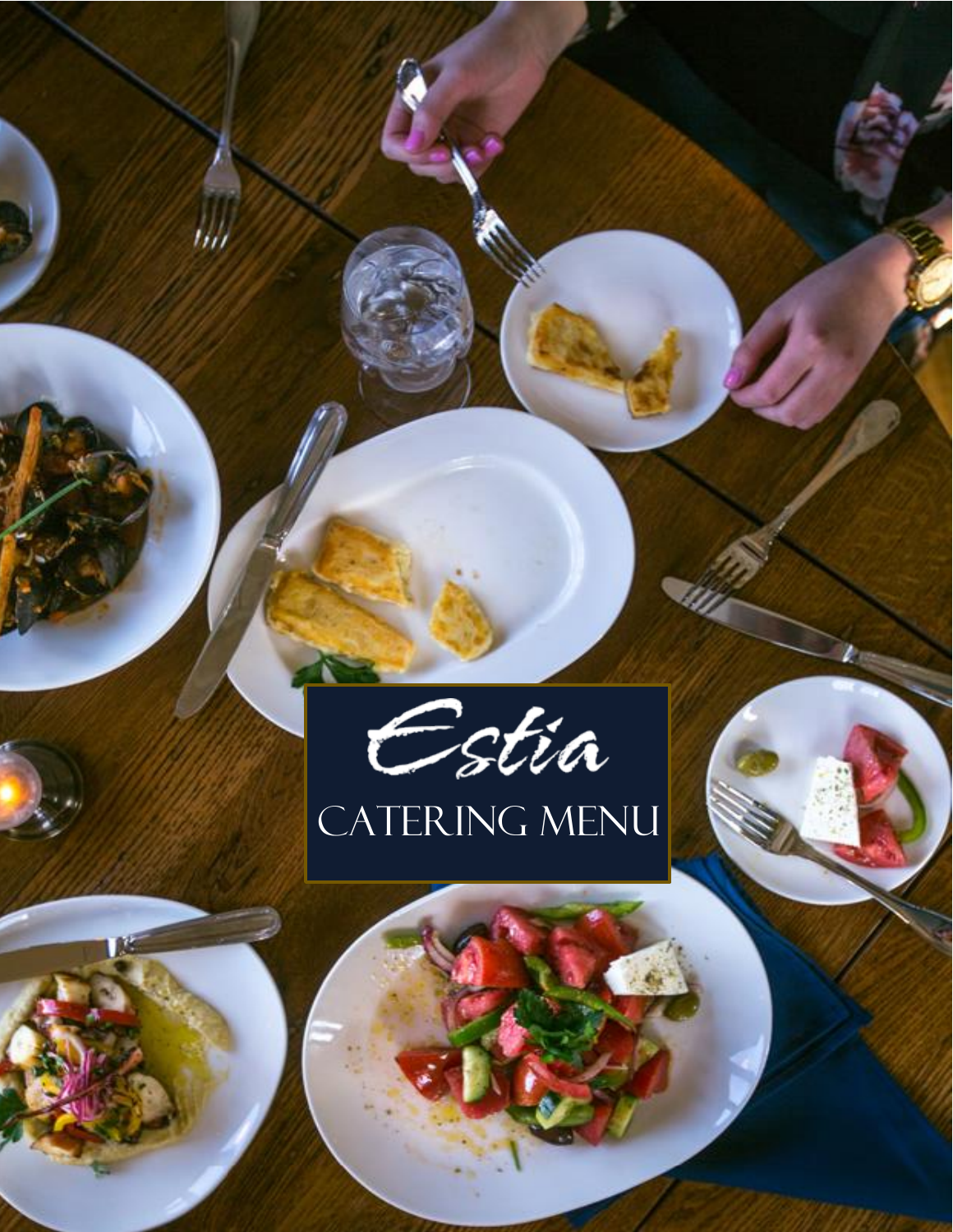# Estia

## CATERING MENU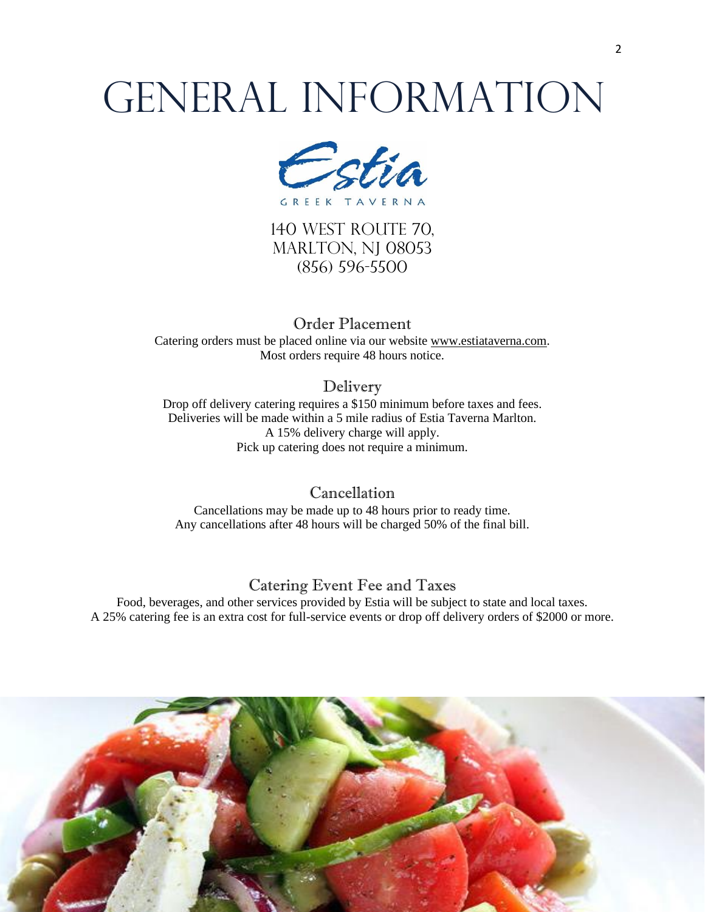# GENERAL INFORMATION

Estia

GREEK TAVERNA

140 WEST ROUTE 70,
MARLTON, NJ 08053
(856) 596-5500

## Order Placement

Catering orders must be placed online via our website www.estiataverna.com.
Most orders require 48 hours notice.

## Delivery

Drop off delivery catering requires a $150 minimum before taxes and fees.
Deliveries will be made within a 5 mile radius of Estia Taverna Marlton.
A 15% delivery charge will apply.
Pick up catering does not require a minimum.

## Cancellation

Cancellations may be made up to 48 hours prior to ready time.
Any cancellations after 48 hours will be charged 50% of the final bill.

## Catering Event Fee and Taxes

Food, beverages, and other services provided by Estia will be subject to state and local taxes.
A 25% catering fee is an extra cost for full-service events or drop off delivery orders of $2000 or more.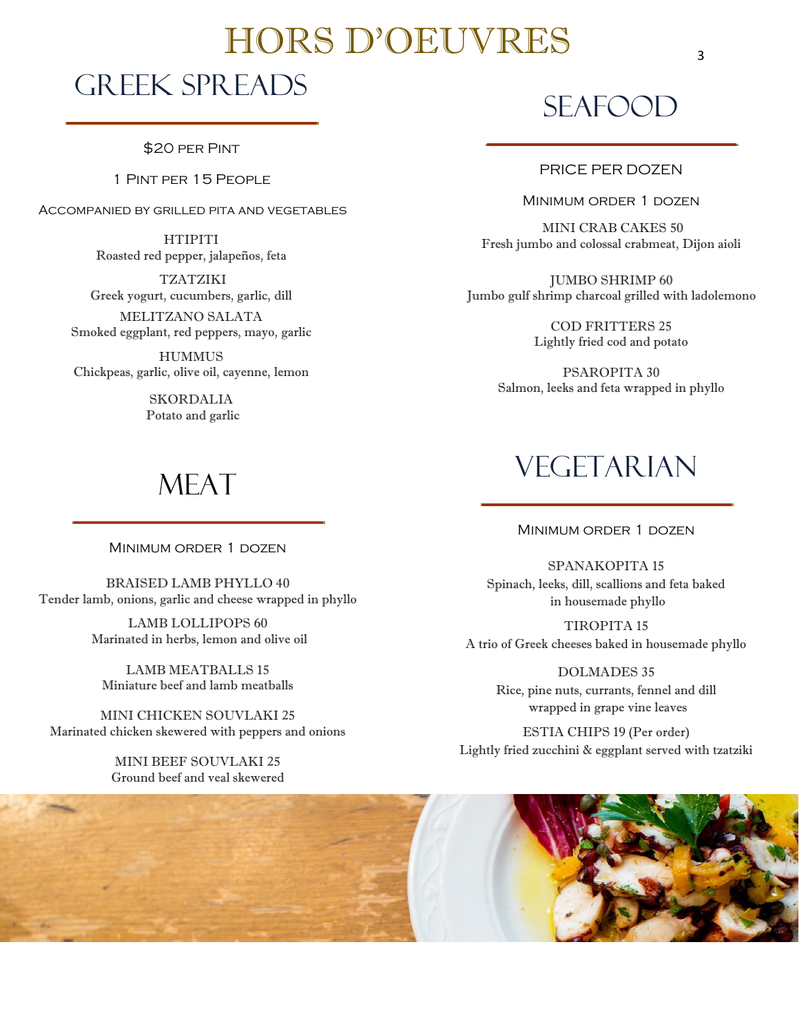# HORS D'OEUVRES

## GREEK SPREADS

$20 per Pint

1 Pint per 15 People

Accompanied by grilled pita and vegetables

HTIPITI
Roasted red pepper, jalapeños, feta

TZATZIKI
Greek yogurt, cucumbers, garlic, dill

MELITZANO SALATA
Smoked eggplant, red peppers, mayo, garlic

HUMMUS
Chickpeas, garlic, olive oil, cayenne, lemon

SKORDALIA
Potato and garlic

## MEAT

Minimum order 1 dozen

BRAISED LAMB PHYLLO 40
Tender lamb, onions, garlic and cheese wrapped in phyllo

LAMB LOLLIPOPS 60
Marinated in herbs, lemon and olive oil

LAMB MEATBALLS 15
Miniature beef and lamb meatballs

MINI CHICKEN SOUVLAKI 25
Marinated chicken skewered with peppers and onions

MINI BEEF SOUVLAKI 25
Ground beef and veal skewered

## SEAFOOD

PRICE PER DOZEN

Minimum order 1 dozen

MINI CRAB CAKES 50
Fresh jumbo and colossal crabmeat, Dijon aioli

JUMBO SHRIMP 60
Jumbo gulf shrimp charcoal grilled with ladolemono

COD FRITTERS 25
Lightly fried cod and potato

PSAROPITA 30
Salmon, leeks and feta wrapped in phyllo

## VEGETARIAN

Minimum order 1 dozen

SPANAKOPITA 15
Spinach, leeks, dill, scallions and feta baked in housemade phyllo

TIROPITA 15
A trio of Greek cheeses baked in housemade phyllo

DOLMADES 35
Rice, pine nuts, currants, fennel and dill wrapped in grape vine leaves

ESTIA CHIPS 19 (Per order)
Lightly fried zucchini & eggplant served with tzatziki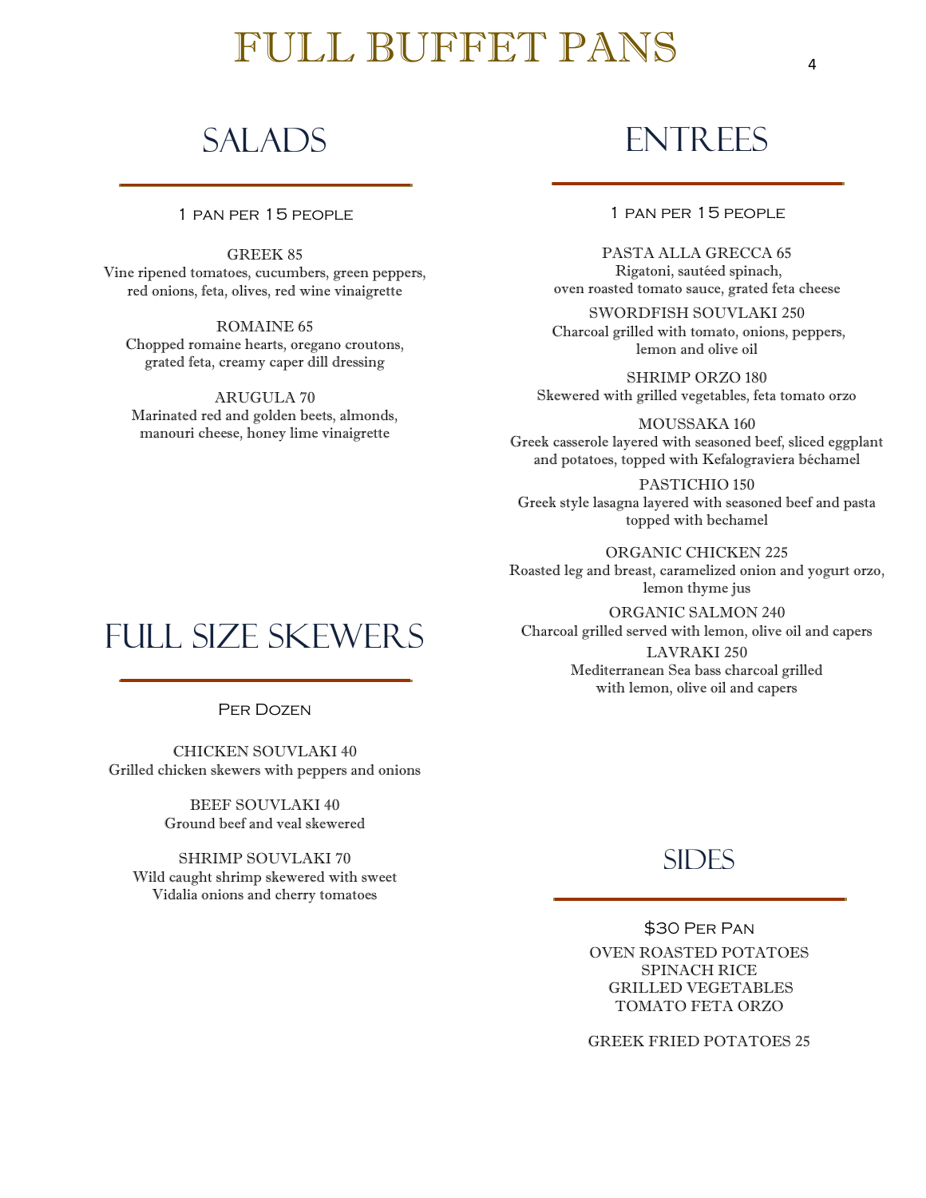# FULL BUFFET PANS

## SALADS

1 pan per 15 people

GREEK 85
Vine ripened tomatoes, cucumbers, green peppers, red onions, feta, olives, red wine vinaigrette

ROMAINE 65
Chopped romaine hearts, oregano croutons, grated feta, creamy caper dill dressing

ARUGULA 70
Marinated red and golden beets, almonds, manouri cheese, honey lime vinaigrette

## FULL SIZE SKEWERS

Per Dozen

CHICKEN SOUVLAKI 40
Grilled chicken skewers with peppers and onions

BEEF SOUVLAKI 40
Ground beef and veal skewered

SHRIMP SOUVLAKI 70
Wild caught shrimp skewered with sweet Vidalia onions and cherry tomatoes

## ENTREES

1 pan per 15 people

PASTA ALLA GRECCA 65
Rigatoni, sautéed spinach, oven roasted tomato sauce, grated feta cheese

SWORDFISH SOUVLAKI 250
Charcoal grilled with tomato, onions, peppers, lemon and olive oil

SHRIMP ORZO 180
Skewered with grilled vegetables, feta tomato orzo

MOUSSAKA 160
Greek casserole layered with seasoned beef, sliced eggplant and potatoes, topped with Kefalograviera béchamel

PASTICHIO 150
Greek style lasagna layered with seasoned beef and pasta topped with bechamel

ORGANIC CHICKEN 225
Roasted leg and breast, caramelized onion and yogurt orzo, lemon thyme jus

ORGANIC SALMON 240
Charcoal grilled served with lemon, olive oil and capers

LAVRAKI 250
Mediterranean Sea bass charcoal grilled with lemon, olive oil and capers

## SIDES

$30 Per Pan

OVEN ROASTED POTATOES
SPINACH RICE
GRILLED VEGETABLES
TOMATO FETA ORZO

GREEK FRIED POTATOES 25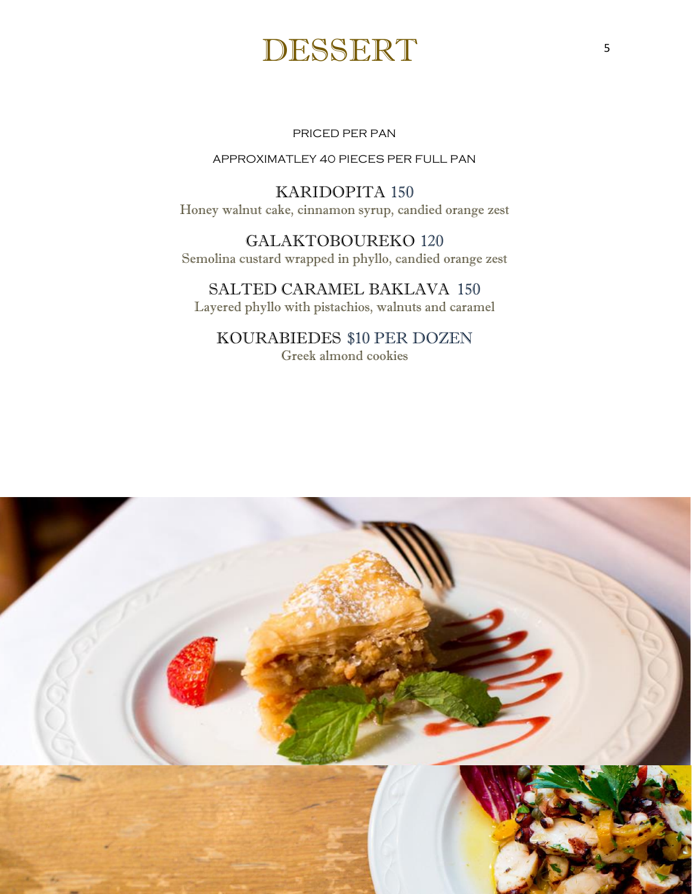# DESSERT

PRICED PER PAN

APPROXIMATLEY 40 PIECES PER FULL PAN

### KARIDOPITA 150
Honey walnut cake, cinnamon syrup, candied orange zest

### GALAKTOBOUREKO 120
Semolina custard wrapped in phyllo, candied orange zest

### SALTED CARAMEL BAKLAVA 150
Layered phyllo with pistachios, walnuts and caramel

### KOURABIEDES $10 PER DOZEN
Greek almond cookies